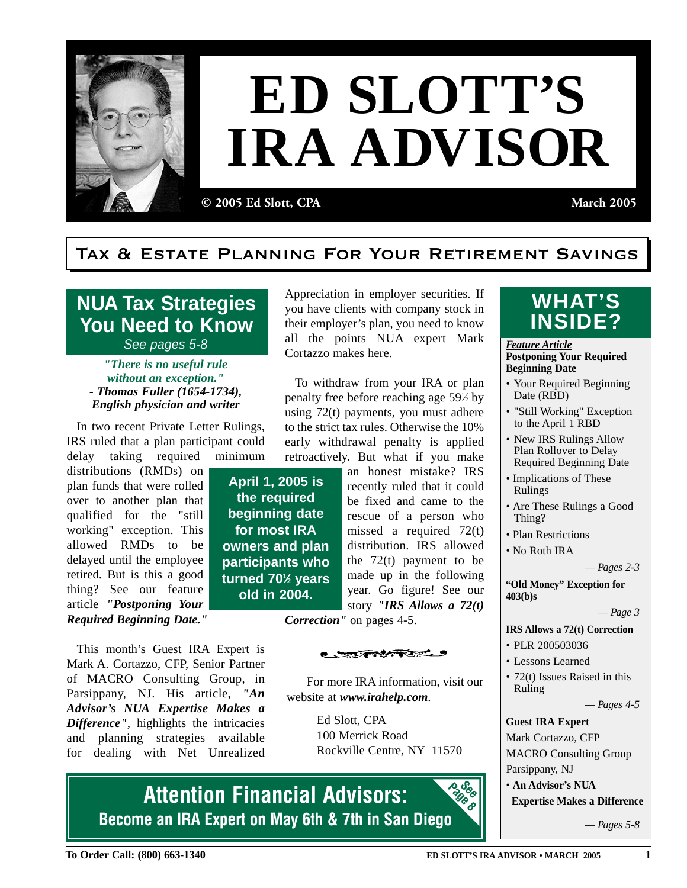# ED SLOTT'S IRA ADVISOR

© 2005 Ed Slott, CPA

March 2005

## Tax & Estate Planning For Your Retirement Savings

## NUA Tax Strategies You Need to Know

*See pages 5-8*

***"There is no useful rule without an exception."***
***- Thomas Fuller (1654-1734), English physician and writer***

In two recent Private Letter Rulings, IRS ruled that a plan participant could delay taking required minimum distributions (RMDs) on plan funds that were rolled over to another plan that qualified for the "still working" exception. This allowed RMDs to be delayed until the employee retired. But is this a good thing? See our feature article ***"Postponing Your Required Beginning Date."***

**April 1, 2005 is the required beginning date for most IRA owners and plan participants who turned 70½ years old in 2004.**

This month's Guest IRA Expert is Mark A. Cortazzo, CFP, Senior Partner of MACRO Consulting Group, in Parsippany, NJ. His article, ***"An Advisor's NUA Expertise Makes a Difference"***, highlights the intricacies and planning strategies available for dealing with Net Unrealized Appreciation in employer securities. If you have clients with company stock in their employer's plan, you need to know all the points NUA expert Mark Cortazzo makes here.

To withdraw from your IRA or plan penalty free before reaching age 59½ by using 72(t) payments, you must adhere to the strict tax rules. Otherwise the 10% early withdrawal penalty is applied retroactively. But what if you make an honest mistake? IRS recently ruled that it could be fixed and came to the rescue of a person who missed a required 72(t) distribution. IRS allowed the 72(t) payment to be made up in the following year. Go figure! See our story ***"IRS Allows a 72(t) Correction"*** on pages 4-5.

For more IRA information, visit our website at ***www.irahelp.com***.

Ed Slott, CPA
100 Merrick Road
Rockville Centre, NY 11570

## WHAT'S INSIDE?

***Feature Article***
**Postponing Your Required Beginning Date**

- Your Required Beginning Date (RBD)
- "Still Working" Exception to the April 1 RBD
- New IRS Rulings Allow Plan Rollover to Delay Required Beginning Date
- Implications of These Rulings
- Are These Rulings a Good Thing?
- Plan Restrictions
- No Roth IRA

*— Pages 2-3*

**"Old Money" Exception for 403(b)s**

*— Page 3*

**IRS Allows a 72(t) Correction**

- PLR 200503036
- Lessons Learned
- 72(t) Issues Raised in this Ruling

*— Pages 4-5*

**Guest IRA Expert**
Mark Cortazzo, CFP
MACRO Consulting Group
Parsippany, NJ

- **An Advisor's NUA Expertise Makes a Difference**

*— Pages 5-8*

## Attention Financial Advisors:

**Become an IRA Expert on May 6th & 7th in San Diego**

See Page 8

To Order Call: (800) 663-1340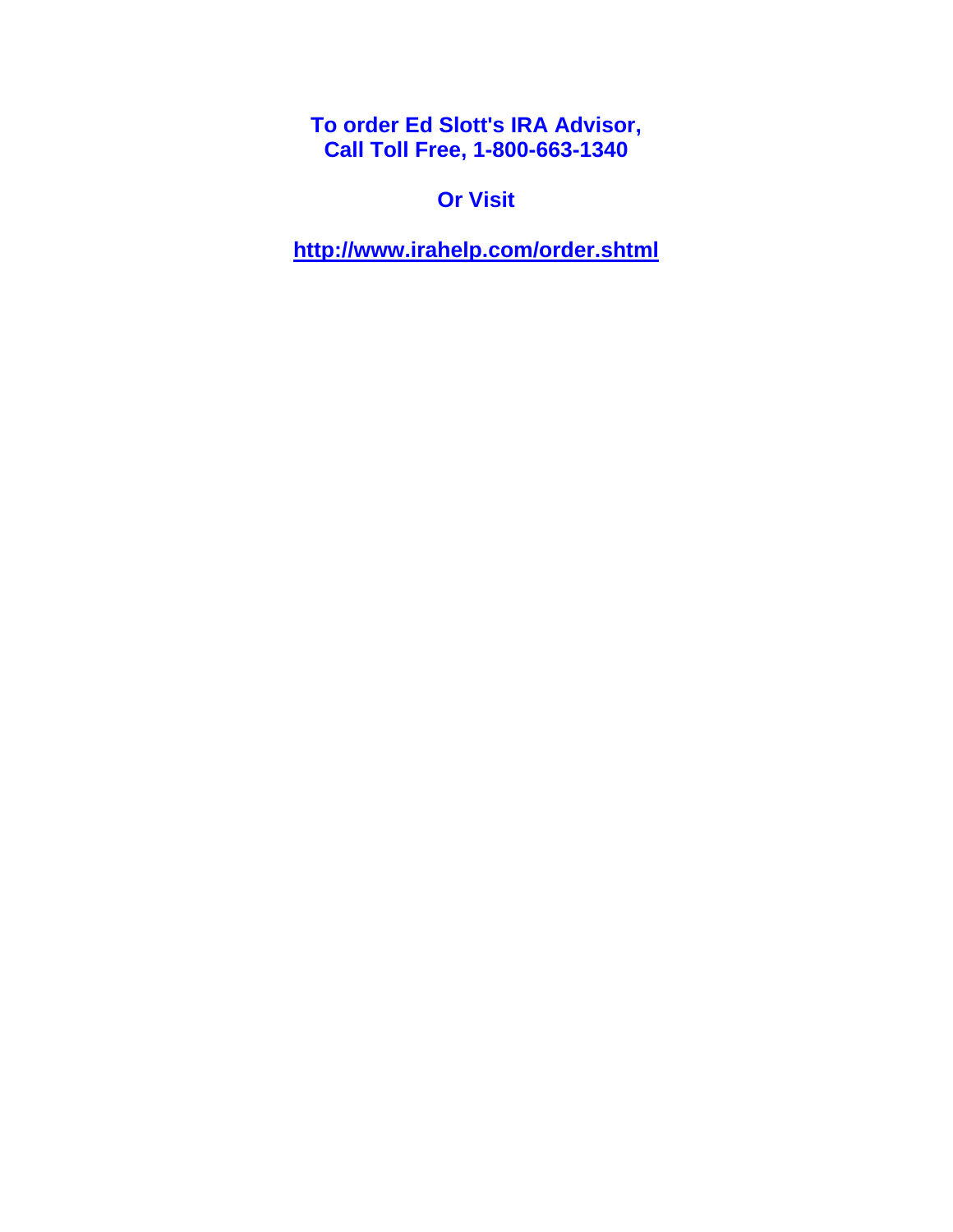**To order Ed Slott's IRA Advisor,**
**Call Toll Free, 1-800-663-1340**

**Or Visit**

**[http://www.irahelp.com/order.shtml](http://www.irahelp.com/order.shtml)**